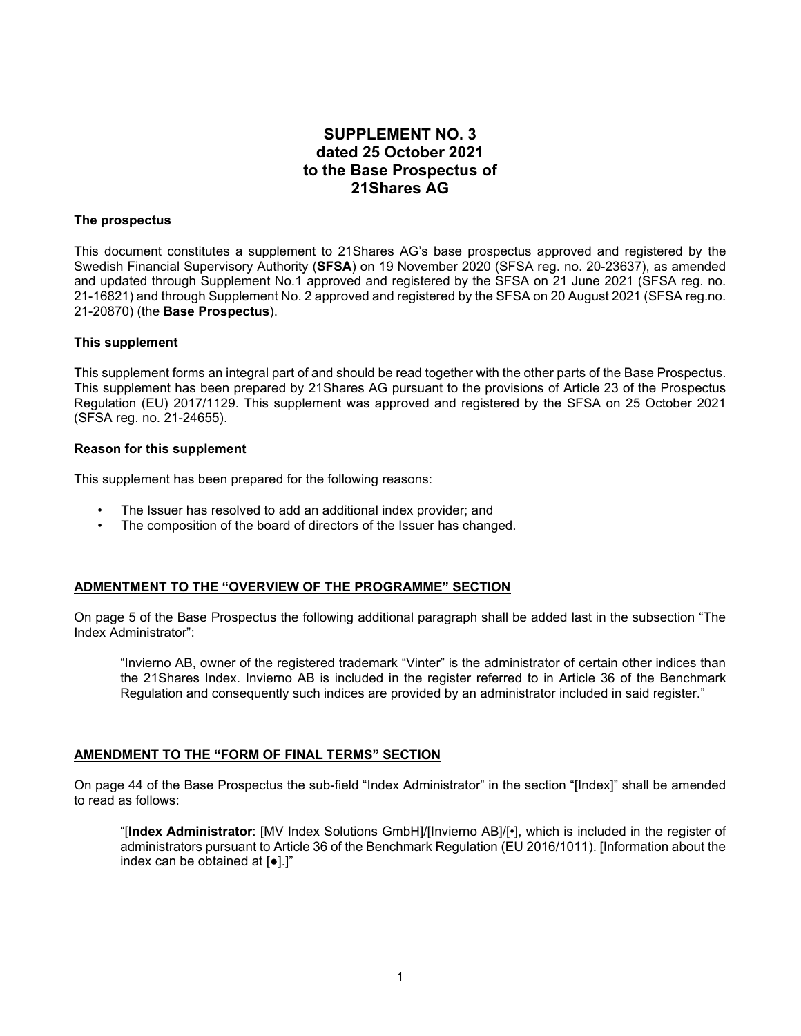# SUPPLEMENT NO. 3
# dated 25 October 2021
# to the Base Prospectus of
# 21Shares AG

**The prospectus**

This document constitutes a supplement to 21Shares AG's base prospectus approved and registered by the Swedish Financial Supervisory Authority (**SFSA**) on 19 November 2020 (SFSA reg. no. 20-23637), as amended and updated through Supplement No.1 approved and registered by the SFSA on 21 June 2021 (SFSA reg. no. 21-16821) and through Supplement No. 2 approved and registered by the SFSA on 20 August 2021 (SFSA reg.no. 21-20870) (the **Base Prospectus**).

**This supplement**

This supplement forms an integral part of and should be read together with the other parts of the Base Prospectus. This supplement has been prepared by 21Shares AG pursuant to the provisions of Article 23 of the Prospectus Regulation (EU) 2017/1129. This supplement was approved and registered by the SFSA on 25 October 2021 (SFSA reg. no. 21-24655).

**Reason for this supplement**

This supplement has been prepared for the following reasons:

- The Issuer has resolved to add an additional index provider; and
- The composition of the board of directors of the Issuer has changed.

**ADMENTMENT TO THE "OVERVIEW OF THE PROGRAMME" SECTION**

On page 5 of the Base Prospectus the following additional paragraph shall be added last in the subsection "The Index Administrator":

> "Invierno AB, owner of the registered trademark "Vinter" is the administrator of certain other indices than the 21Shares Index. Invierno AB is included in the register referred to in Article 36 of the Benchmark Regulation and consequently such indices are provided by an administrator included in said register."

**AMENDMENT TO THE "FORM OF FINAL TERMS" SECTION**

On page 44 of the Base Prospectus the sub-field "Index Administrator" in the section "[Index]" shall be amended to read as follows:

> "[**Index Administrator**: [MV Index Solutions GmbH]/[Invierno AB]/[•], which is included in the register of administrators pursuant to Article 36 of the Benchmark Regulation (EU 2016/1011). [Information about the index can be obtained at [●].]"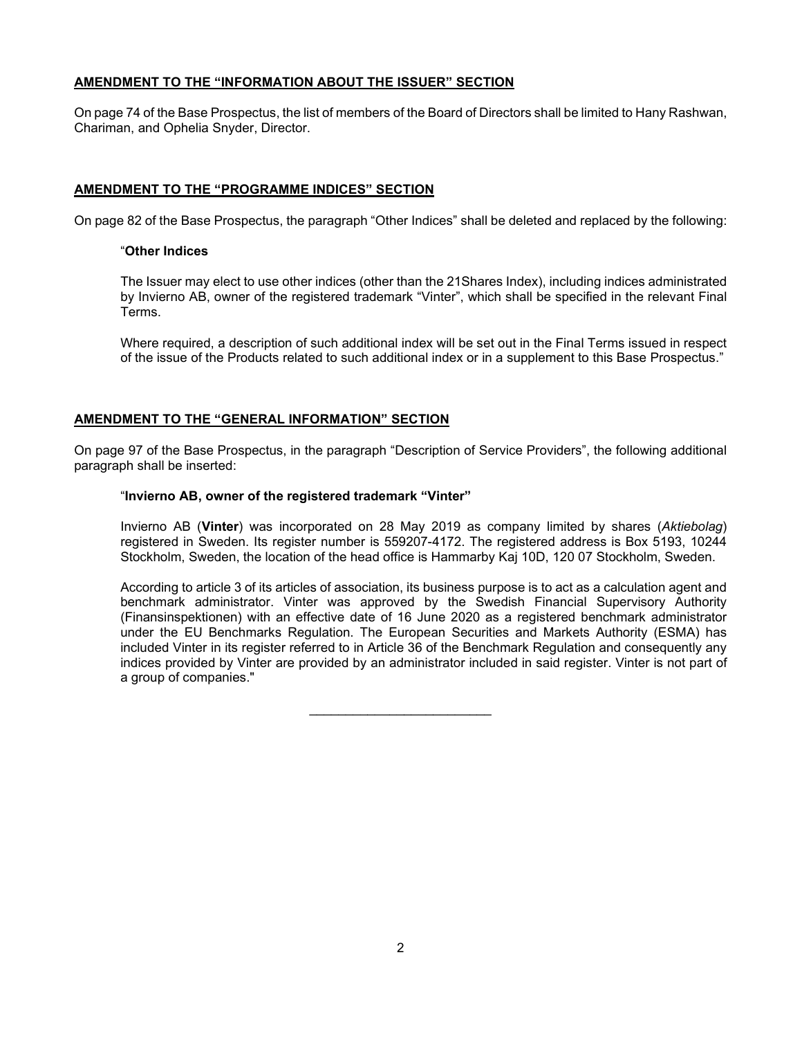**AMENDMENT TO THE "INFORMATION ABOUT THE ISSUER" SECTION**

On page 74 of the Base Prospectus, the list of members of the Board of Directors shall be limited to Hany Rashwan, Chariman, and Ophelia Snyder, Director.

**AMENDMENT TO THE "PROGRAMME INDICES" SECTION**

On page 82 of the Base Prospectus, the paragraph "Other Indices" shall be deleted and replaced by the following:

> "**Other Indices**
>
> The Issuer may elect to use other indices (other than the 21Shares Index), including indices administrated by Invierno AB, owner of the registered trademark "Vinter", which shall be specified in the relevant Final Terms.
>
> Where required, a description of such additional index will be set out in the Final Terms issued in respect of the issue of the Products related to such additional index or in a supplement to this Base Prospectus."

**AMENDMENT TO THE "GENERAL INFORMATION" SECTION**

On page 97 of the Base Prospectus, in the paragraph "Description of Service Providers", the following additional paragraph shall be inserted:

> "**Invierno AB, owner of the registered trademark "Vinter"**
>
> Invierno AB (**Vinter**) was incorporated on 28 May 2019 as company limited by shares (*Aktiebolag*) registered in Sweden. Its register number is 559207-4172. The registered address is Box 5193, 10244 Stockholm, Sweden, the location of the head office is Hammarby Kaj 10D, 120 07 Stockholm, Sweden.
>
> According to article 3 of its articles of association, its business purpose is to act as a calculation agent and benchmark administrator. Vinter was approved by the Swedish Financial Supervisory Authority (Finansinspektionen) with an effective date of 16 June 2020 as a registered benchmark administrator under the EU Benchmarks Regulation. The European Securities and Markets Authority (ESMA) has included Vinter in its register referred to in Article 36 of the Benchmark Regulation and consequently any indices provided by Vinter are provided by an administrator included in said register. Vinter is not part of a group of companies."

\_\_\_\_\_\_\_\_\_\_\_\_\_\_\_\_\_\_\_\_\_\_\_\_\_